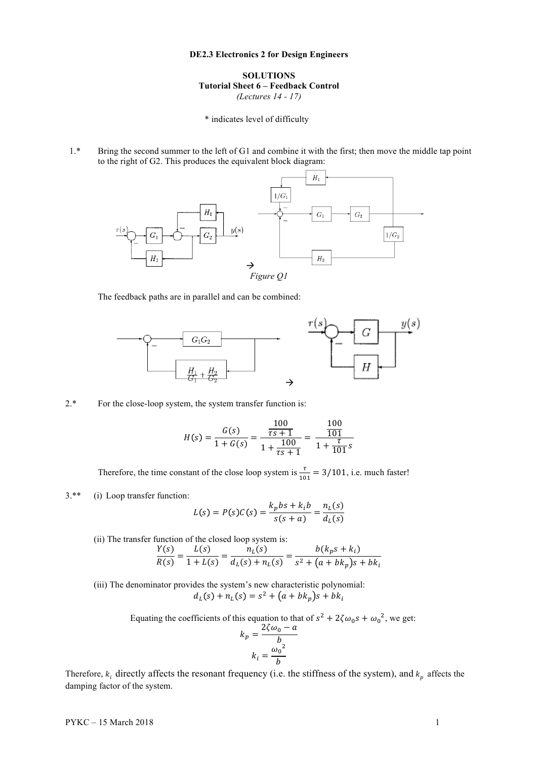**DE2.3 Electronics 2 for Design Engineers**

**SOLUTIONS**
**Tutorial Sheet 6 – Feedback Control**
*(Lectures 14 - 17)*

\* indicates level of difficulty

1.\* Bring the second summer to the left of G1 and combine it with the first; then move the middle tap point to the right of G2. This produces the equivalent block diagram:

→
*Figure Q1*

The feedback paths are in parallel and can be combined:

→

2.\* For the close-loop system, the system transfer function is:

$$H(s) = \frac{G(s)}{1 + G(s)} = \frac{\frac{100}{\tau s + 1}}{1 + \frac{100}{\tau s + 1}} = \frac{\frac{100}{101}}{1 + \frac{\tau}{101}s}$$

Therefore, the time constant of the close loop system is $\frac{\tau}{101} = 3/101$, i.e. much faster!

3.\*\* (i) Loop transfer function:

$$L(s) = P(s)C(s) = \frac{k_p bs + k_i b}{s(s + a)} = \frac{n_L(s)}{d_L(s)}$$

(ii) The transfer function of the closed loop system is:

$$\frac{Y(s)}{R(s)} = \frac{L(s)}{1 + L(s)} = \frac{n_L(s)}{d_L(s) + n_L(s)} = \frac{b(k_p s + k_i)}{s^2 + (a + bk_p)s + bk_i}$$

(iii) The denominator provides the system's new characteristic polynomial:

$$d_L(s) + n_L(s) = s^2 + (a + bk_p)s + bk_i$$

Equating the coefficients of this equation to that of $s^2 + 2\zeta\omega_0 s + {\omega_0}^2$, we get:

$$k_p = \frac{2\zeta\omega_0 - a}{b}$$

$$k_i = \frac{{\omega_0}^2}{b}$$

Therefore, $k_i$ directly affects the resonant frequency (i.e. the stiffness of the system), and $k_p$ affects the damping factor of the system.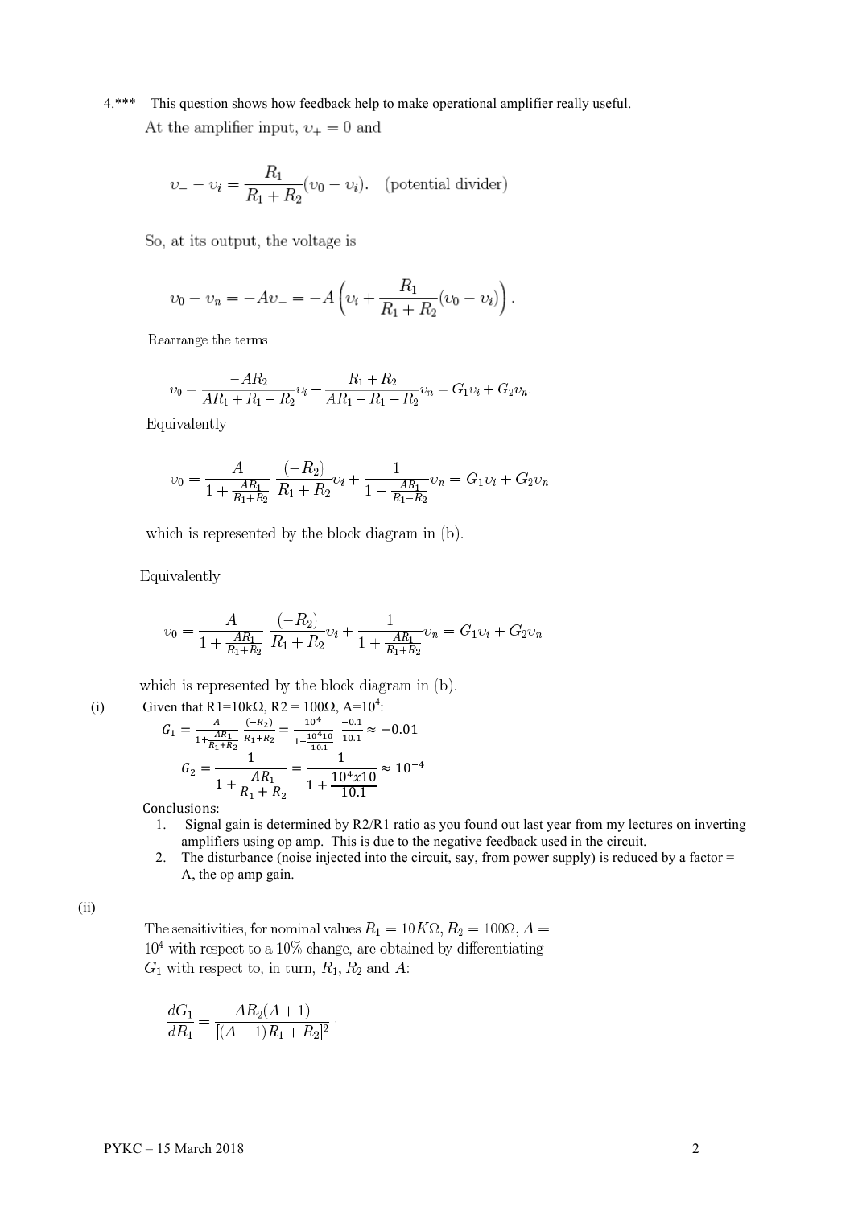4.*** This question shows how feedback help to make operational amplifier really useful.

At the amplifier input, $\upsilon_+ = 0$ and

$$\upsilon_- - \upsilon_i = \frac{R_1}{R_1 + R_2}(\upsilon_0 - \upsilon_i). \quad \text{(potential divider)}$$

So, at its output, the voltage is

$$\upsilon_0 - \upsilon_n = -A\upsilon_- = -A\left(\upsilon_i + \frac{R_1}{R_1 + R_2}(\upsilon_0 - \upsilon_i)\right).$$

Rearrange the terms

$$\upsilon_0 = \frac{-AR_2}{AR_1 + R_1 + R_2}\upsilon_i + \frac{R_1 + R_2}{AR_1 + R_1 + R_2}\upsilon_n = G_1\upsilon_i + G_2\upsilon_n.$$

Equivalently

$$\upsilon_0 = \frac{A}{1 + \frac{AR_1}{R_1 + R_2}} \frac{(-R_2)}{R_1 + R_2}\upsilon_i + \frac{1}{1 + \frac{AR_1}{R_1 + R_2}}\upsilon_n = G_1\upsilon_i + G_2\upsilon_n$$

which is represented by the block diagram in (b).

Equivalently

$$\upsilon_0 = \frac{A}{1 + \frac{AR_1}{R_1 + R_2}} \frac{(-R_2)}{R_1 + R_2}\upsilon_i + \frac{1}{1 + \frac{AR_1}{R_1 + R_2}}\upsilon_n = G_1\upsilon_i + G_2\upsilon_n$$

which is represented by the block diagram in (b).

(i) Given that R1=10kΩ, R2 = 100Ω, A=$10^4$:

$$G_1 = \frac{A}{1 + \frac{AR_1}{R_1 + R_2}} \frac{(-R_2)}{R_1 + R_2} = \frac{10^4}{1 + \frac{10^4 10}{10.1}} \frac{-0.1}{10.1} \approx -0.01$$

$$G_2 = \frac{1}{1 + \frac{AR_1}{R_1 + R_2}} = \frac{1}{1 + \frac{10^4 x 10}{10.1}} \approx 10^{-4}$$

Conclusions:

1. Signal gain is determined by R2/R1 ratio as you found out last year from my lectures on inverting amplifiers using op amp. This is due to the negative feedback used in the circuit.
2. The disturbance (noise injected into the circuit, say, from power supply) is reduced by a factor = A, the op amp gain.

(ii)

The sensitivities, for nominal values $R_1 = 10K\Omega, R_2 = 100\Omega, A = 10^4$ with respect to a 10% change, are obtained by differentiating $G_1$ with respect to, in turn, $R_1$, $R_2$ and $A$:

$$\frac{dG_1}{dR_1} = \frac{AR_2(A + 1)}{[(A + 1)R_1 + R_2]^2}.$$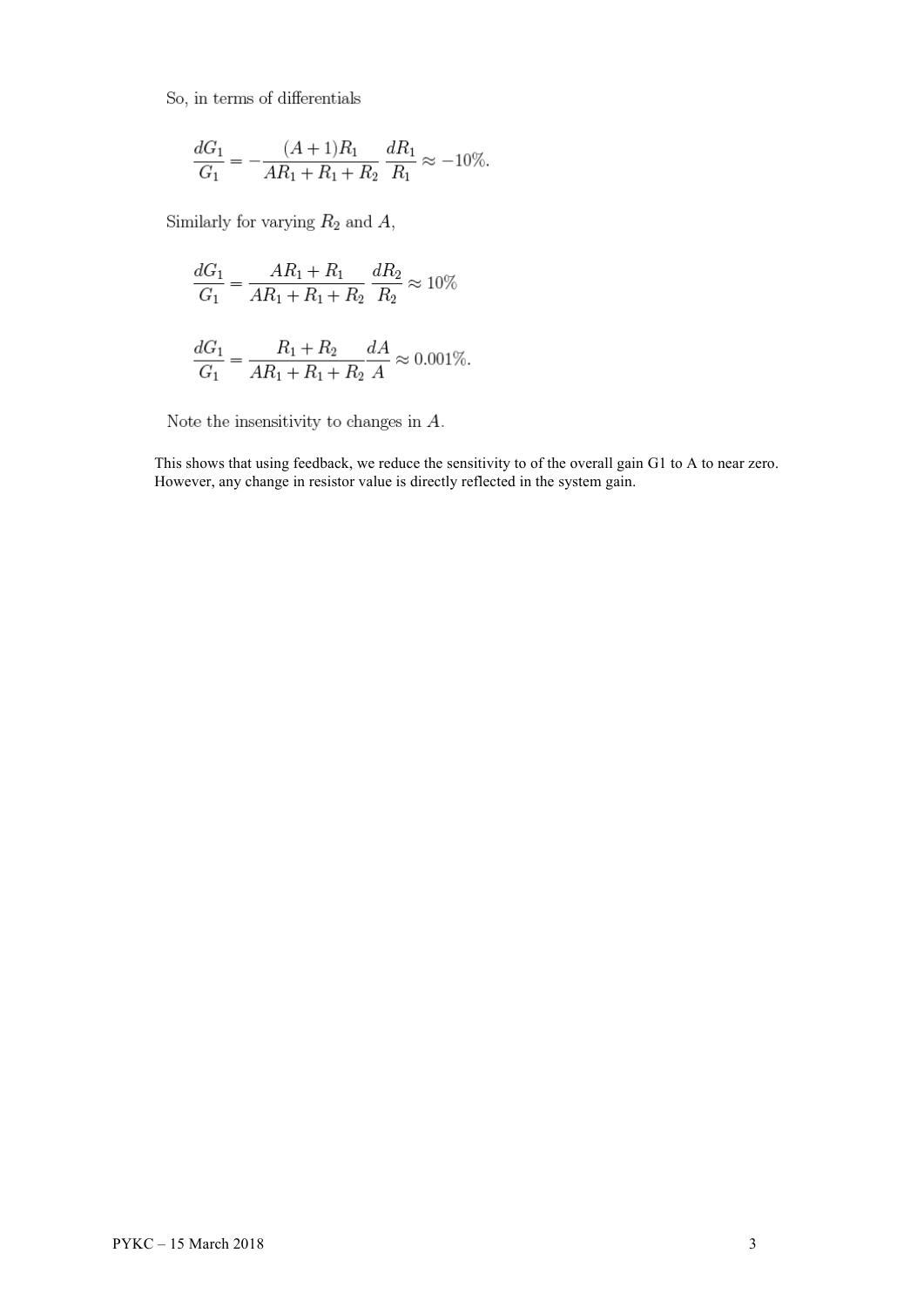So, in terms of differentials

$$\frac{dG_1}{G_1} = -\frac{(A+1)R_1}{AR_1 + R_1 + R_2}\frac{dR_1}{R_1} \approx -10\%.$$

Similarly for varying $R_2$ and $A$,

$$\frac{dG_1}{G_1} = \frac{AR_1 + R_1}{AR_1 + R_1 + R_2}\frac{dR_2}{R_2} \approx 10\%$$

$$\frac{dG_1}{G_1} = \frac{R_1 + R_2}{AR_1 + R_1 + R_2}\frac{dA}{A} \approx 0.001\%.$$

Note the insensitivity to changes in $A$.

This shows that using feedback, we reduce the sensitivity to of the overall gain G1 to A to near zero. However, any change in resistor value is directly reflected in the system gain.